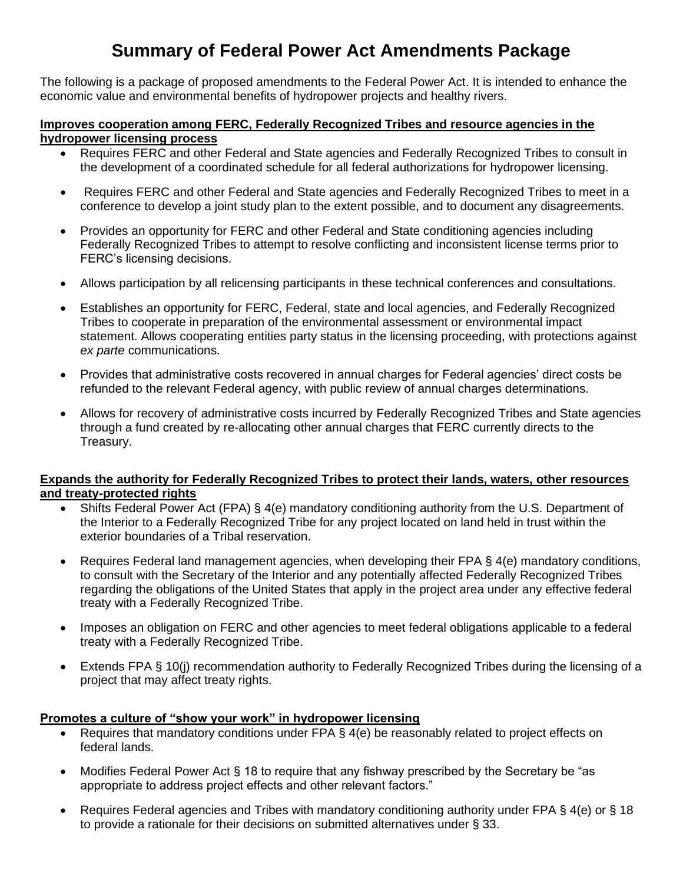# Summary of Federal Power Act Amendments Package

The following is a package of proposed amendments to the Federal Power Act. It is intended to enhance the economic value and environmental benefits of hydropower projects and healthy rivers.

**Improves cooperation among FERC, Federally Recognized Tribes and resource agencies in the hydropower licensing process**

- Requires FERC and other Federal and State agencies and Federally Recognized Tribes to consult in the development of a coordinated schedule for all federal authorizations for hydropower licensing.
- Requires FERC and other Federal and State agencies and Federally Recognized Tribes to meet in a conference to develop a joint study plan to the extent possible, and to document any disagreements.
- Provides an opportunity for FERC and other Federal and State conditioning agencies including Federally Recognized Tribes to attempt to resolve conflicting and inconsistent license terms prior to FERC's licensing decisions.
- Allows participation by all relicensing participants in these technical conferences and consultations.
- Establishes an opportunity for FERC, Federal, state and local agencies, and Federally Recognized Tribes to cooperate in preparation of the environmental assessment or environmental impact statement. Allows cooperating entities party status in the licensing proceeding, with protections against *ex parte* communications.
- Provides that administrative costs recovered in annual charges for Federal agencies' direct costs be refunded to the relevant Federal agency, with public review of annual charges determinations.
- Allows for recovery of administrative costs incurred by Federally Recognized Tribes and State agencies through a fund created by re-allocating other annual charges that FERC currently directs to the Treasury.

**Expands the authority for Federally Recognized Tribes to protect their lands, waters, other resources and treaty-protected rights**

- Shifts Federal Power Act (FPA) § 4(e) mandatory conditioning authority from the U.S. Department of the Interior to a Federally Recognized Tribe for any project located on land held in trust within the exterior boundaries of a Tribal reservation.
- Requires Federal land management agencies, when developing their FPA § 4(e) mandatory conditions, to consult with the Secretary of the Interior and any potentially affected Federally Recognized Tribes regarding the obligations of the United States that apply in the project area under any effective federal treaty with a Federally Recognized Tribe.
- Imposes an obligation on FERC and other agencies to meet federal obligations applicable to a federal treaty with a Federally Recognized Tribe.
- Extends FPA § 10(j) recommendation authority to Federally Recognized Tribes during the licensing of a project that may affect treaty rights.

**Promotes a culture of "show your work" in hydropower licensing**

- Requires that mandatory conditions under FPA § 4(e) be reasonably related to project effects on federal lands.
- Modifies Federal Power Act § 18 to require that any fishway prescribed by the Secretary be "as appropriate to address project effects and other relevant factors."
- Requires Federal agencies and Tribes with mandatory conditioning authority under FPA § 4(e) or § 18 to provide a rationale for their decisions on submitted alternatives under § 33.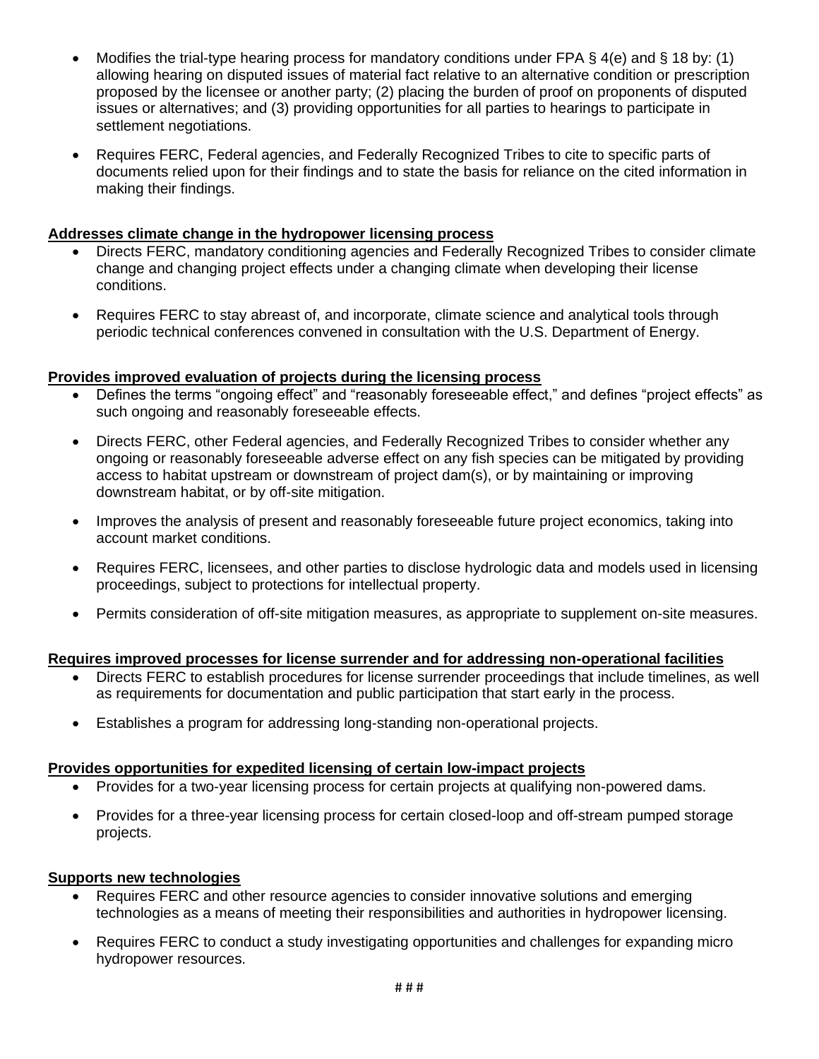- Modifies the trial-type hearing process for mandatory conditions under FPA § 4(e) and § 18 by: (1) allowing hearing on disputed issues of material fact relative to an alternative condition or prescription proposed by the licensee or another party; (2) placing the burden of proof on proponents of disputed issues or alternatives; and (3) providing opportunities for all parties to hearings to participate in settlement negotiations.
- Requires FERC, Federal agencies, and Federally Recognized Tribes to cite to specific parts of documents relied upon for their findings and to state the basis for reliance on the cited information in making their findings.

**Addresses climate change in the hydropower licensing process**

- Directs FERC, mandatory conditioning agencies and Federally Recognized Tribes to consider climate change and changing project effects under a changing climate when developing their license conditions.
- Requires FERC to stay abreast of, and incorporate, climate science and analytical tools through periodic technical conferences convened in consultation with the U.S. Department of Energy.

**Provides improved evaluation of projects during the licensing process**

- Defines the terms "ongoing effect" and "reasonably foreseeable effect," and defines "project effects" as such ongoing and reasonably foreseeable effects.
- Directs FERC, other Federal agencies, and Federally Recognized Tribes to consider whether any ongoing or reasonably foreseeable adverse effect on any fish species can be mitigated by providing access to habitat upstream or downstream of project dam(s), or by maintaining or improving downstream habitat, or by off-site mitigation.
- Improves the analysis of present and reasonably foreseeable future project economics, taking into account market conditions.
- Requires FERC, licensees, and other parties to disclose hydrologic data and models used in licensing proceedings, subject to protections for intellectual property.
- Permits consideration of off-site mitigation measures, as appropriate to supplement on-site measures.

**Requires improved processes for license surrender and for addressing non-operational facilities**

- Directs FERC to establish procedures for license surrender proceedings that include timelines, as well as requirements for documentation and public participation that start early in the process.
- Establishes a program for addressing long-standing non-operational projects.

**Provides opportunities for expedited licensing of certain low-impact projects**

- Provides for a two-year licensing process for certain projects at qualifying non-powered dams.
- Provides for a three-year licensing process for certain closed-loop and off-stream pumped storage projects.

**Supports new technologies**

- Requires FERC and other resource agencies to consider innovative solutions and emerging technologies as a means of meeting their responsibilities and authorities in hydropower licensing.
- Requires FERC to conduct a study investigating opportunities and challenges for expanding micro hydropower resources.

# # #